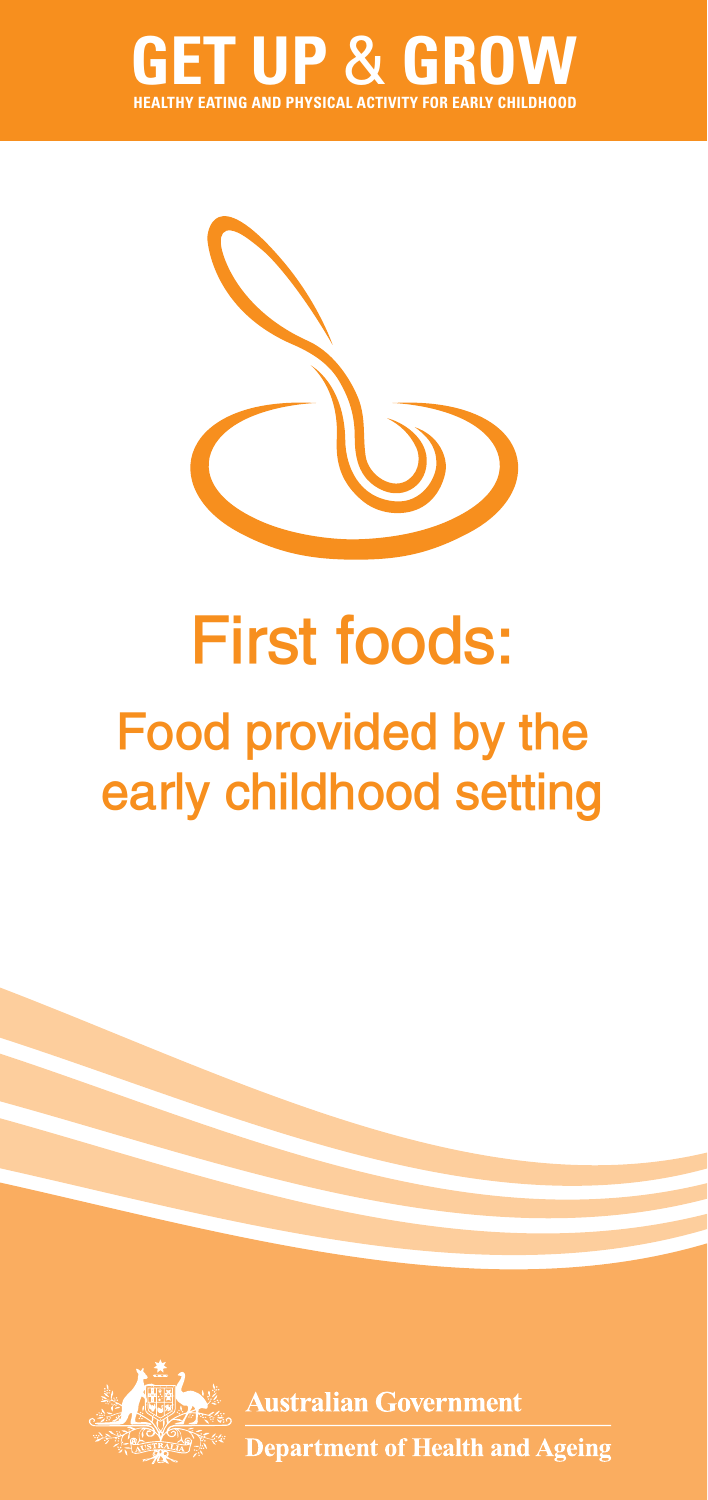# GET UP & GROW

HEALTHY EATING AND PHYSICAL ACTIVITY FOR EARLY CHILDHOOD

# First foods:

## Food provided by the early childhood setting

Australian Government

Department of Health and Ageing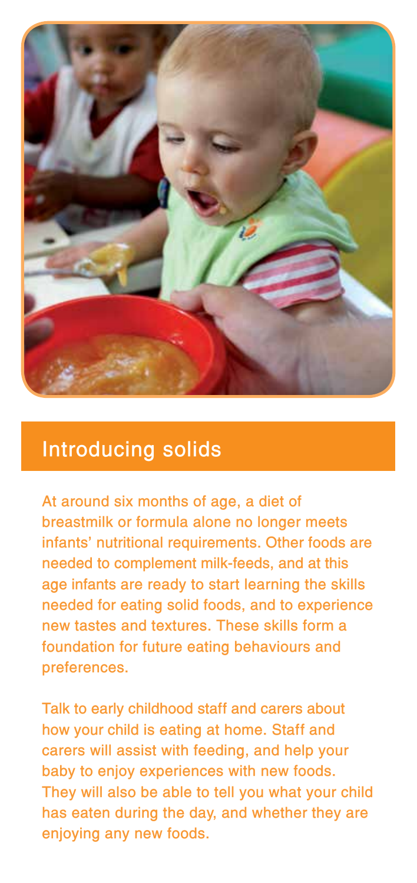## Introducing solids

At around six months of age, a diet of breastmilk or formula alone no longer meets infants' nutritional requirements. Other foods are needed to complement milk-feeds, and at this age infants are ready to start learning the skills needed for eating solid foods, and to experience new tastes and textures. These skills form a foundation for future eating behaviours and preferences.

Talk to early childhood staff and carers about how your child is eating at home. Staff and carers will assist with feeding, and help your baby to enjoy experiences with new foods. They will also be able to tell you what your child has eaten during the day, and whether they are enjoying any new foods.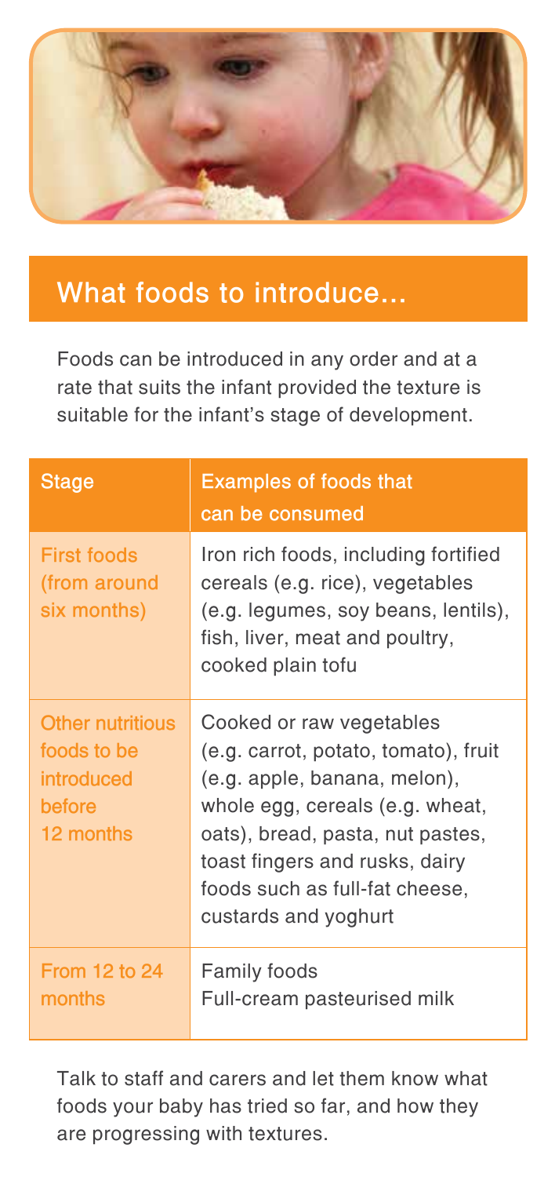## What foods to introduce...

Foods can be introduced in any order and at a rate that suits the infant provided the texture is suitable for the infant's stage of development.

| Stage | Examples of foods that can be consumed |
|---|---|
| First foods (from around six months) | Iron rich foods, including fortified cereals (e.g. rice), vegetables (e.g. legumes, soy beans, lentils), fish, liver, meat and poultry, cooked plain tofu |
| Other nutritious foods to be introduced before 12 months | Cooked or raw vegetables (e.g. carrot, potato, tomato), fruit (e.g. apple, banana, melon), whole egg, cereals (e.g. wheat, oats), bread, pasta, nut pastes, toast fingers and rusks, dairy foods such as full-fat cheese, custards and yoghurt |
| From 12 to 24 months | Family foods<br>Full-cream pasteurised milk |

Talk to staff and carers and let them know what foods your baby has tried so far, and how they are progressing with textures.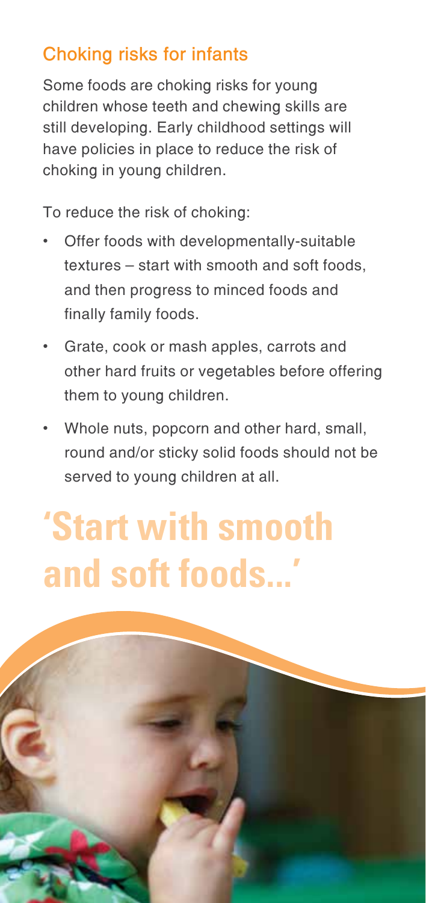## Choking risks for infants

Some foods are choking risks for young children whose teeth and chewing skills are still developing. Early childhood settings will have policies in place to reduce the risk of choking in young children.

To reduce the risk of choking:

- Offer foods with developmentally-suitable textures – start with smooth and soft foods, and then progress to minced foods and finally family foods.
- Grate, cook or mash apples, carrots and other hard fruits or vegetables before offering them to young children.
- Whole nuts, popcorn and other hard, small, round and/or sticky solid foods should not be served to young children at all.

**'Start with smooth and soft foods...'**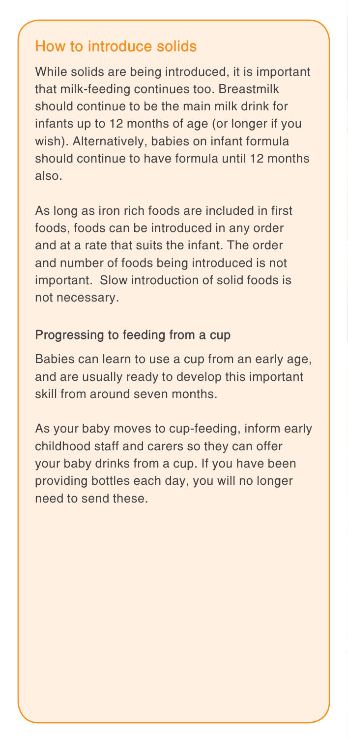## How to introduce solids

While solids are being introduced, it is important that milk-feeding continues too. Breastmilk should continue to be the main milk drink for infants up to 12 months of age (or longer if you wish). Alternatively, babies on infant formula should continue to have formula until 12 months also.

As long as iron rich foods are included in first foods, foods can be introduced in any order and at a rate that suits the infant. The order and number of foods being introduced is not important.  Slow introduction of solid foods is not necessary.

### Progressing to feeding from a cup

Babies can learn to use a cup from an early age, and are usually ready to develop this important skill from around seven months.

As your baby moves to cup-feeding, inform early childhood staff and carers so they can offer your baby drinks from a cup. If you have been providing bottles each day, you will no longer need to send these.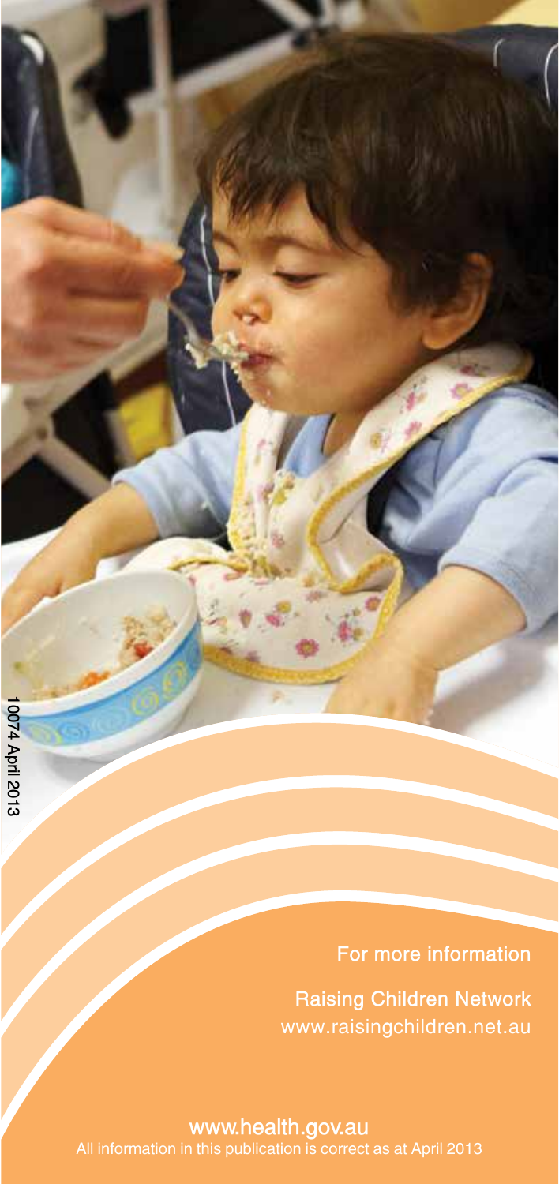10074 April 2013

For more information

Raising Children Network
www.raisingchildren.net.au

www.health.gov.au
All information in this publication is correct as at April 2013